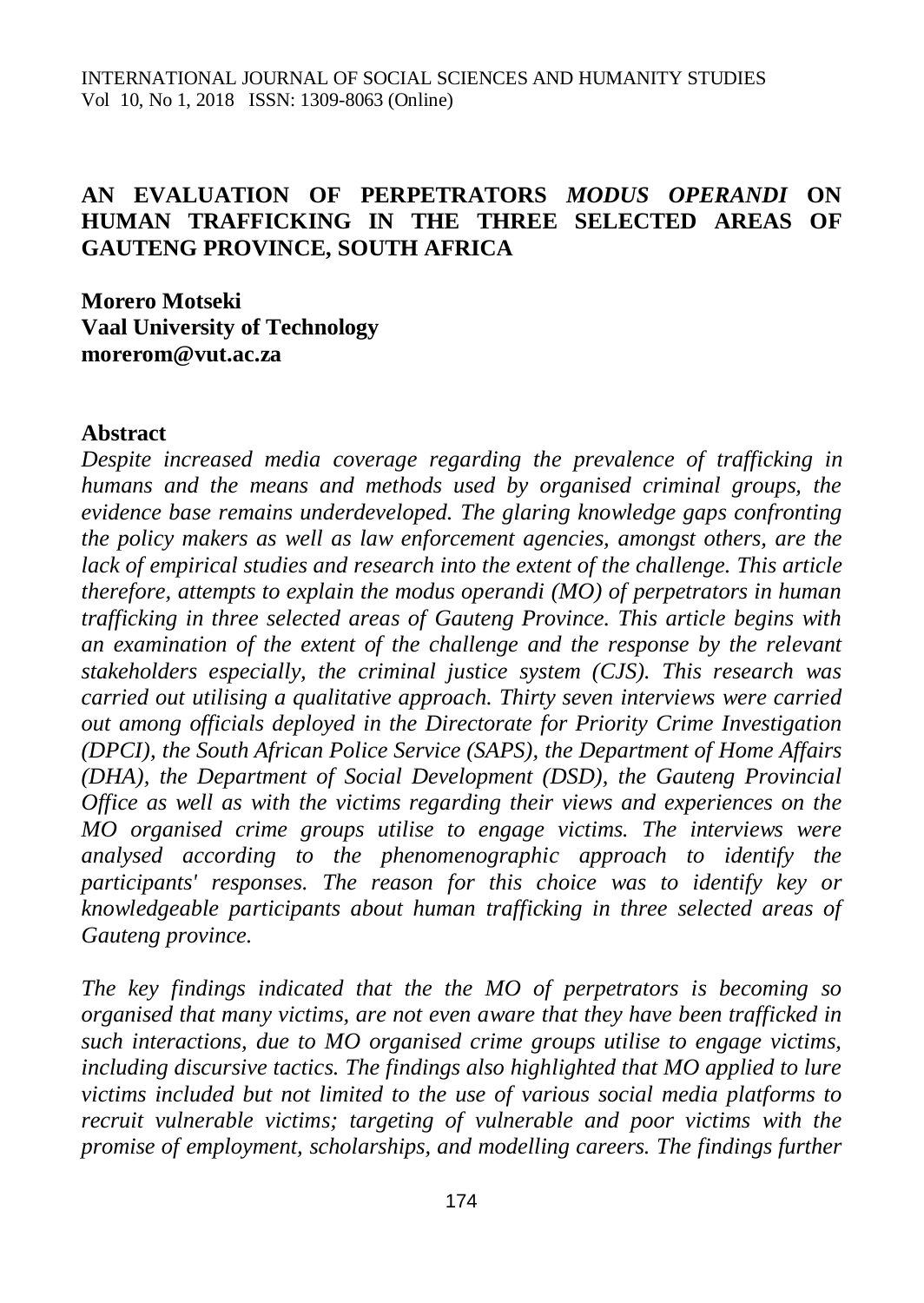# AN EVALUATION OF PERPETRATORS *MODUS OPERANDI* ON HUMAN TRAFFICKING IN THE THREE SELECTED AREAS OF GAUTENG PROVINCE, SOUTH AFRICA

**Morero Motseki**
**Vaal University of Technology**
**morerom@vut.ac.za**

## Abstract

*Despite increased media coverage regarding the prevalence of trafficking in humans and the means and methods used by organised criminal groups, the evidence base remains underdeveloped. The glaring knowledge gaps confronting the policy makers as well as law enforcement agencies, amongst others, are the lack of empirical studies and research into the extent of the challenge. This article therefore, attempts to explain the modus operandi (MO) of perpetrators in human trafficking in three selected areas of Gauteng Province. This article begins with an examination of the extent of the challenge and the response by the relevant stakeholders especially, the criminal justice system (CJS). This research was carried out utilising a qualitative approach. Thirty seven interviews were carried out among officials deployed in the Directorate for Priority Crime Investigation (DPCI), the South African Police Service (SAPS), the Department of Home Affairs (DHA), the Department of Social Development (DSD), the Gauteng Provincial Office as well as with the victims regarding their views and experiences on the MO organised crime groups utilise to engage victims. The interviews were analysed according to the phenomenographic approach to identify the participants' responses. The reason for this choice was to identify key or knowledgeable participants about human trafficking in three selected areas of Gauteng province.*

*The key findings indicated that the the MO of perpetrators is becoming so organised that many victims, are not even aware that they have been trafficked in such interactions, due to MO organised crime groups utilise to engage victims, including discursive tactics. The findings also highlighted that MO applied to lure victims included but not limited to the use of various social media platforms to recruit vulnerable victims; targeting of vulnerable and poor victims with the promise of employment, scholarships, and modelling careers. The findings further*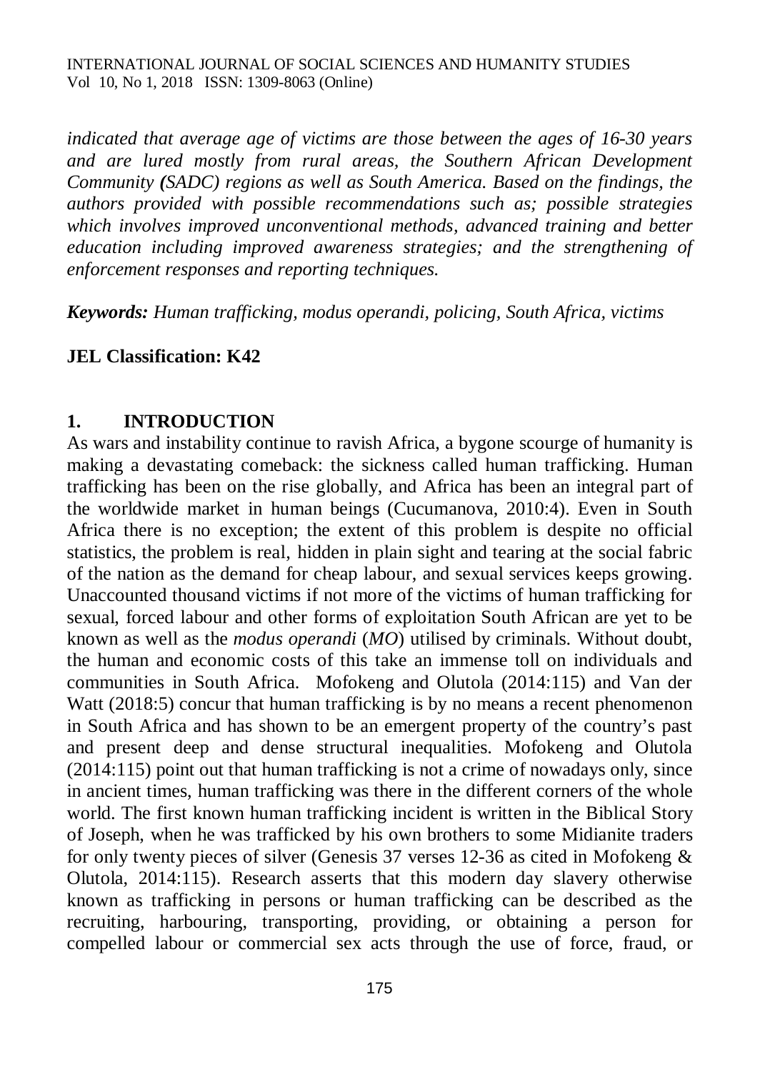*indicated that average age of victims are those between the ages of 16-30 years and are lured mostly from rural areas, the Southern African Development Community **(**SADC) regions as well as South America. Based on the findings, the authors provided with possible recommendations such as; possible strategies which involves improved unconventional methods, advanced training and better education including improved awareness strategies; and the strengthening of enforcement responses and reporting techniques.*

***Keywords:** Human trafficking, modus operandi, policing, South Africa, victims*

**JEL Classification: K42**

## 1. INTRODUCTION

As wars and instability continue to ravish Africa, a bygone scourge of humanity is making a devastating comeback: the sickness called human trafficking. Human trafficking has been on the rise globally, and Africa has been an integral part of the worldwide market in human beings (Cucumanova, 2010:4). Even in South Africa there is no exception; the extent of this problem is despite no official statistics, the problem is real, hidden in plain sight and tearing at the social fabric of the nation as the demand for cheap labour, and sexual services keeps growing. Unaccounted thousand victims if not more of the victims of human trafficking for sexual, forced labour and other forms of exploitation South African are yet to be known as well as the *modus operandi* (*MO*) utilised by criminals. Without doubt, the human and economic costs of this take an immense toll on individuals and communities in South Africa. Mofokeng and Olutola (2014:115) and Van der Watt (2018:5) concur that human trafficking is by no means a recent phenomenon in South Africa and has shown to be an emergent property of the country's past and present deep and dense structural inequalities. Mofokeng and Olutola (2014:115) point out that human trafficking is not a crime of nowadays only, since in ancient times, human trafficking was there in the different corners of the whole world. The first known human trafficking incident is written in the Biblical Story of Joseph, when he was trafficked by his own brothers to some Midianite traders for only twenty pieces of silver (Genesis 37 verses 12-36 as cited in Mofokeng & Olutola, 2014:115). Research asserts that this modern day slavery otherwise known as trafficking in persons or human trafficking can be described as the recruiting, harbouring, transporting, providing, or obtaining a person for compelled labour or commercial sex acts through the use of force, fraud, or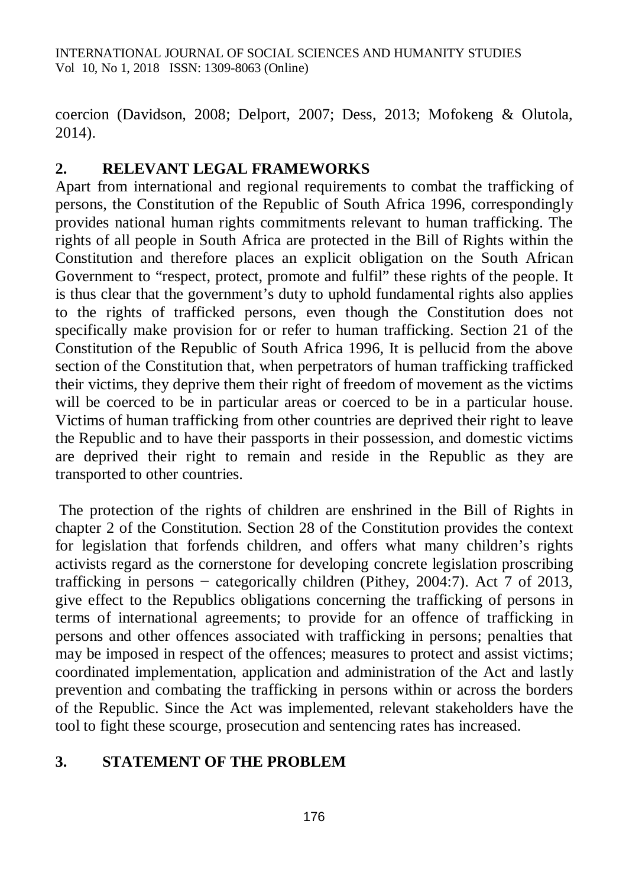coercion (Davidson, 2008; Delport, 2007; Dess, 2013; Mofokeng & Olutola, 2014).

## 2. RELEVANT LEGAL FRAMEWORKS

Apart from international and regional requirements to combat the trafficking of persons, the Constitution of the Republic of South Africa 1996, correspondingly provides national human rights commitments relevant to human trafficking. The rights of all people in South Africa are protected in the Bill of Rights within the Constitution and therefore places an explicit obligation on the South African Government to "respect, protect, promote and fulfil" these rights of the people. It is thus clear that the government's duty to uphold fundamental rights also applies to the rights of trafficked persons, even though the Constitution does not specifically make provision for or refer to human trafficking. Section 21 of the Constitution of the Republic of South Africa 1996, It is pellucid from the above section of the Constitution that, when perpetrators of human trafficking trafficked their victims, they deprive them their right of freedom of movement as the victims will be coerced to be in particular areas or coerced to be in a particular house. Victims of human trafficking from other countries are deprived their right to leave the Republic and to have their passports in their possession, and domestic victims are deprived their right to remain and reside in the Republic as they are transported to other countries.

The protection of the rights of children are enshrined in the Bill of Rights in chapter 2 of the Constitution. Section 28 of the Constitution provides the context for legislation that forfends children, and offers what many children's rights activists regard as the cornerstone for developing concrete legislation proscribing trafficking in persons − categorically children (Pithey, 2004:7). Act 7 of 2013, give effect to the Republics obligations concerning the trafficking of persons in terms of international agreements; to provide for an offence of trafficking in persons and other offences associated with trafficking in persons; penalties that may be imposed in respect of the offences; measures to protect and assist victims; coordinated implementation, application and administration of the Act and lastly prevention and combating the trafficking in persons within or across the borders of the Republic. Since the Act was implemented, relevant stakeholders have the tool to fight these scourge, prosecution and sentencing rates has increased.

## 3. STATEMENT OF THE PROBLEM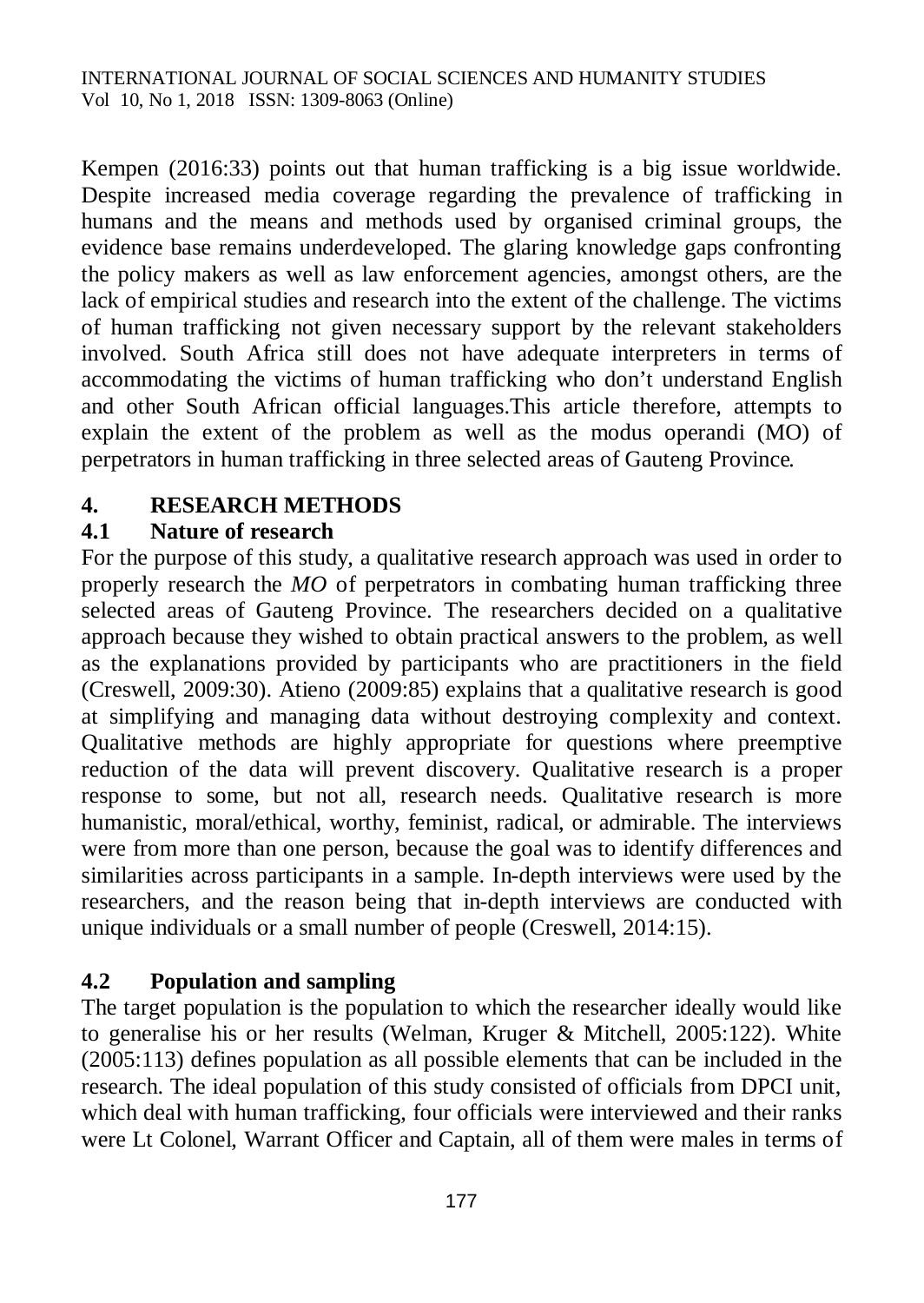Kempen (2016:33) points out that human trafficking is a big issue worldwide. Despite increased media coverage regarding the prevalence of trafficking in humans and the means and methods used by organised criminal groups, the evidence base remains underdeveloped. The glaring knowledge gaps confronting the policy makers as well as law enforcement agencies, amongst others, are the lack of empirical studies and research into the extent of the challenge. The victims of human trafficking not given necessary support by the relevant stakeholders involved. South Africa still does not have adequate interpreters in terms of accommodating the victims of human trafficking who don't understand English and other South African official languages.This article therefore, attempts to explain the extent of the problem as well as the modus operandi (MO) of perpetrators in human trafficking in three selected areas of Gauteng Province.

## 4. RESEARCH METHODS

### 4.1 Nature of research

For the purpose of this study, a qualitative research approach was used in order to properly research the *MO* of perpetrators in combating human trafficking three selected areas of Gauteng Province. The researchers decided on a qualitative approach because they wished to obtain practical answers to the problem, as well as the explanations provided by participants who are practitioners in the field (Creswell, 2009:30). Atieno (2009:85) explains that a qualitative research is good at simplifying and managing data without destroying complexity and context. Qualitative methods are highly appropriate for questions where preemptive reduction of the data will prevent discovery. Qualitative research is a proper response to some, but not all, research needs. Qualitative research is more humanistic, moral/ethical, worthy, feminist, radical, or admirable. The interviews were from more than one person, because the goal was to identify differences and similarities across participants in a sample. In-depth interviews were used by the researchers, and the reason being that in-depth interviews are conducted with unique individuals or a small number of people (Creswell, 2014:15).

### 4.2 Population and sampling

The target population is the population to which the researcher ideally would like to generalise his or her results (Welman, Kruger & Mitchell, 2005:122). White (2005:113) defines population as all possible elements that can be included in the research. The ideal population of this study consisted of officials from DPCI unit, which deal with human trafficking, four officials were interviewed and their ranks were Lt Colonel, Warrant Officer and Captain, all of them were males in terms of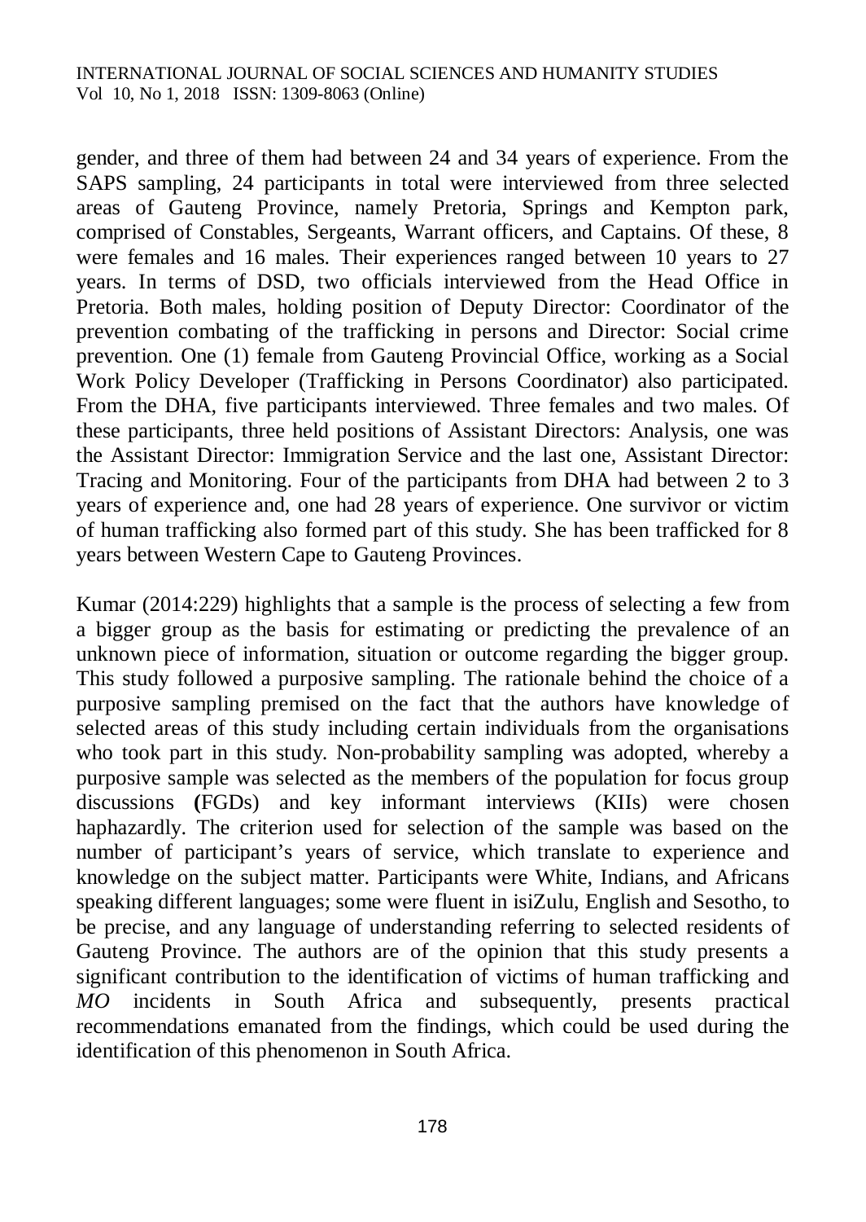gender, and three of them had between 24 and 34 years of experience. From the SAPS sampling, 24 participants in total were interviewed from three selected areas of Gauteng Province, namely Pretoria, Springs and Kempton park, comprised of Constables, Sergeants, Warrant officers, and Captains. Of these, 8 were females and 16 males. Their experiences ranged between 10 years to 27 years. In terms of DSD, two officials interviewed from the Head Office in Pretoria. Both males, holding position of Deputy Director: Coordinator of the prevention combating of the trafficking in persons and Director: Social crime prevention. One (1) female from Gauteng Provincial Office, working as a Social Work Policy Developer (Trafficking in Persons Coordinator) also participated. From the DHA, five participants interviewed. Three females and two males. Of these participants, three held positions of Assistant Directors: Analysis, one was the Assistant Director: Immigration Service and the last one, Assistant Director: Tracing and Monitoring. Four of the participants from DHA had between 2 to 3 years of experience and, one had 28 years of experience. One survivor or victim of human trafficking also formed part of this study. She has been trafficked for 8 years between Western Cape to Gauteng Provinces.

Kumar (2014:229) highlights that a sample is the process of selecting a few from a bigger group as the basis for estimating or predicting the prevalence of an unknown piece of information, situation or outcome regarding the bigger group. This study followed a purposive sampling. The rationale behind the choice of a purposive sampling premised on the fact that the authors have knowledge of selected areas of this study including certain individuals from the organisations who took part in this study. Non-probability sampling was adopted, whereby a purposive sample was selected as the members of the population for focus group discussions **(**FGDs) and key informant interviews (KIIs) were chosen haphazardly. The criterion used for selection of the sample was based on the number of participant's years of service, which translate to experience and knowledge on the subject matter. Participants were White, Indians, and Africans speaking different languages; some were fluent in isiZulu, English and Sesotho, to be precise, and any language of understanding referring to selected residents of Gauteng Province. The authors are of the opinion that this study presents a significant contribution to the identification of victims of human trafficking and *MO* incidents in South Africa and subsequently, presents practical recommendations emanated from the findings, which could be used during the identification of this phenomenon in South Africa.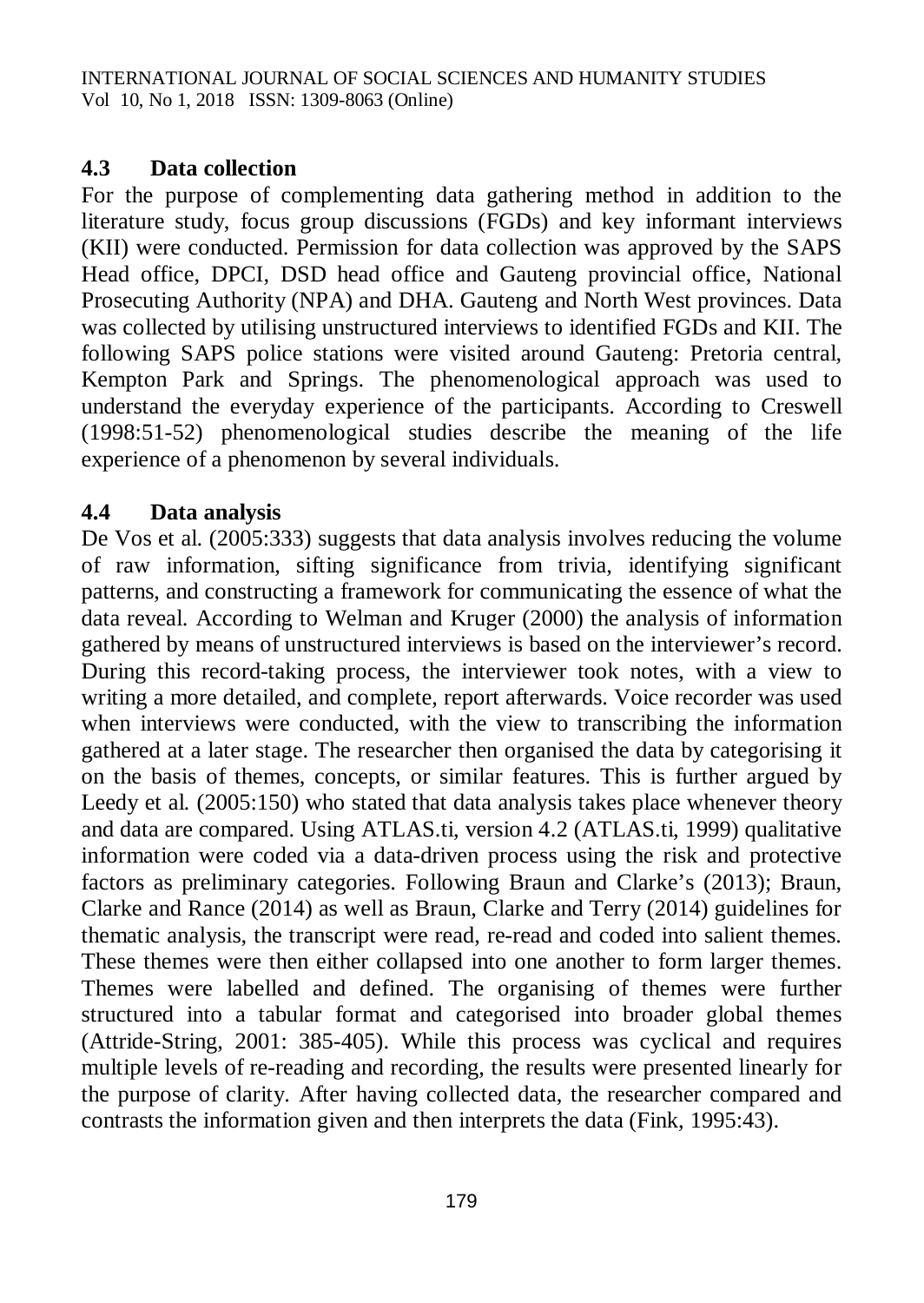## 4.3 Data collection

For the purpose of complementing data gathering method in addition to the literature study, focus group discussions (FGDs) and key informant interviews (KII) were conducted. Permission for data collection was approved by the SAPS Head office, DPCI, DSD head office and Gauteng provincial office, National Prosecuting Authority (NPA) and DHA. Gauteng and North West provinces. Data was collected by utilising unstructured interviews to identified FGDs and KII. The following SAPS police stations were visited around Gauteng: Pretoria central, Kempton Park and Springs. The phenomenological approach was used to understand the everyday experience of the participants. According to Creswell (1998:51-52) phenomenological studies describe the meaning of the life experience of a phenomenon by several individuals.

## 4.4 Data analysis

De Vos et al. (2005:333) suggests that data analysis involves reducing the volume of raw information, sifting significance from trivia, identifying significant patterns, and constructing a framework for communicating the essence of what the data reveal. According to Welman and Kruger (2000) the analysis of information gathered by means of unstructured interviews is based on the interviewer's record. During this record-taking process, the interviewer took notes, with a view to writing a more detailed, and complete, report afterwards. Voice recorder was used when interviews were conducted, with the view to transcribing the information gathered at a later stage. The researcher then organised the data by categorising it on the basis of themes, concepts, or similar features. This is further argued by Leedy et al. (2005:150) who stated that data analysis takes place whenever theory and data are compared. Using ATLAS.ti, version 4.2 (ATLAS.ti, 1999) qualitative information were coded via a data-driven process using the risk and protective factors as preliminary categories. Following Braun and Clarke's (2013); Braun, Clarke and Rance (2014) as well as Braun, Clarke and Terry (2014) guidelines for thematic analysis, the transcript were read, re-read and coded into salient themes. These themes were then either collapsed into one another to form larger themes. Themes were labelled and defined. The organising of themes were further structured into a tabular format and categorised into broader global themes (Attride-String, 2001: 385-405). While this process was cyclical and requires multiple levels of re-reading and recording, the results were presented linearly for the purpose of clarity. After having collected data, the researcher compared and contrasts the information given and then interprets the data (Fink, 1995:43).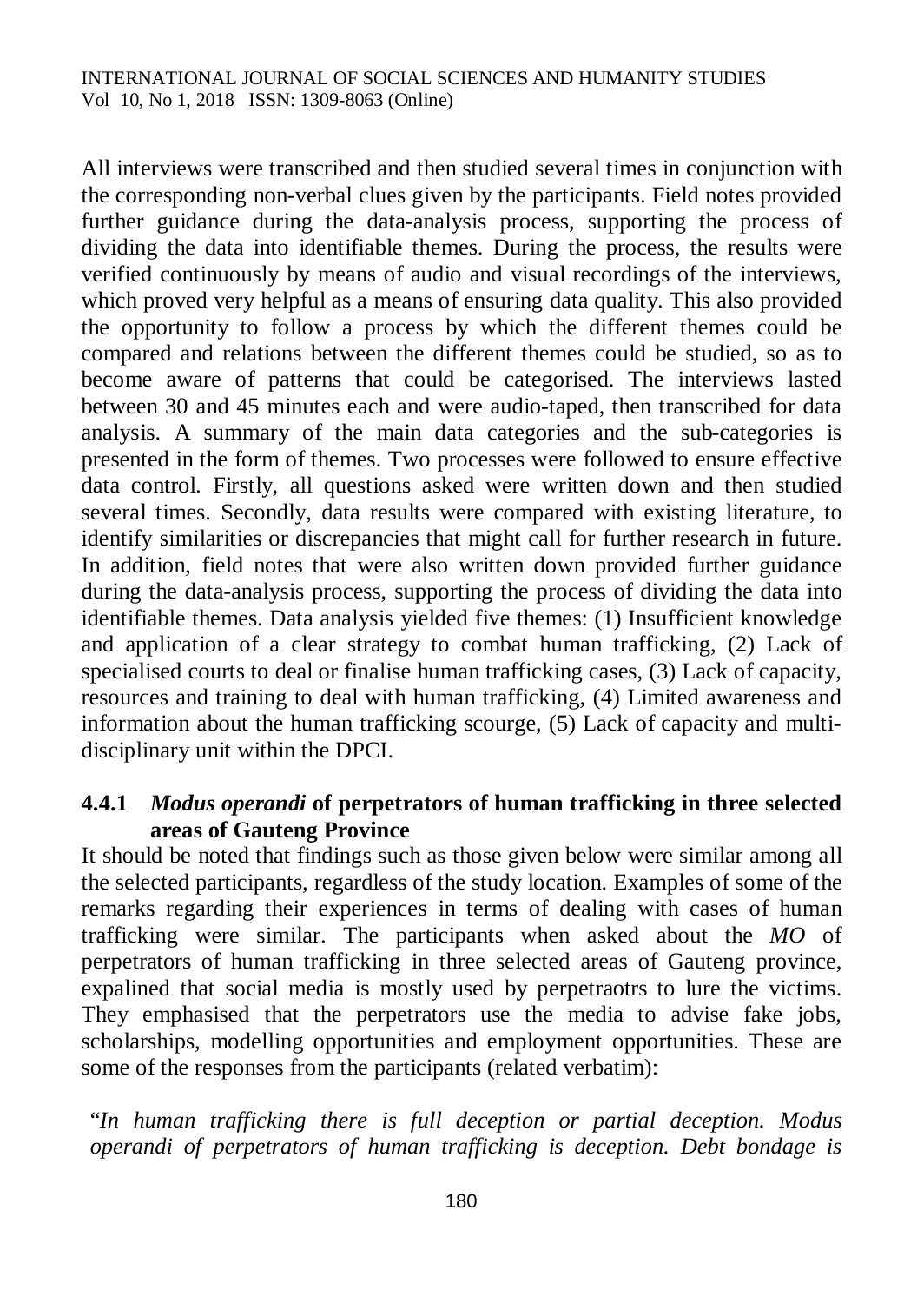All interviews were transcribed and then studied several times in conjunction with the corresponding non-verbal clues given by the participants. Field notes provided further guidance during the data-analysis process, supporting the process of dividing the data into identifiable themes. During the process, the results were verified continuously by means of audio and visual recordings of the interviews, which proved very helpful as a means of ensuring data quality. This also provided the opportunity to follow a process by which the different themes could be compared and relations between the different themes could be studied, so as to become aware of patterns that could be categorised. The interviews lasted between 30 and 45 minutes each and were audio-taped, then transcribed for data analysis. A summary of the main data categories and the sub-categories is presented in the form of themes. Two processes were followed to ensure effective data control. Firstly, all questions asked were written down and then studied several times. Secondly, data results were compared with existing literature, to identify similarities or discrepancies that might call for further research in future. In addition, field notes that were also written down provided further guidance during the data-analysis process, supporting the process of dividing the data into identifiable themes. Data analysis yielded five themes: (1) Insufficient knowledge and application of a clear strategy to combat human trafficking, (2) Lack of specialised courts to deal or finalise human trafficking cases, (3) Lack of capacity, resources and training to deal with human trafficking, (4) Limited awareness and information about the human trafficking scourge, (5) Lack of capacity and multi-disciplinary unit within the DPCI.

#### 4.4.1 *Modus operandi* of perpetrators of human trafficking in three selected areas of Gauteng Province

It should be noted that findings such as those given below were similar among all the selected participants, regardless of the study location. Examples of some of the remarks regarding their experiences in terms of dealing with cases of human trafficking were similar. The participants when asked about the *MO* of perpetrators of human trafficking in three selected areas of Gauteng province, expalined that social media is mostly used by perpetraotrs to lure the victims. They emphasised that the perpetrators use the media to advise fake jobs, scholarships, modelling opportunities and employment opportunities. These are some of the responses from the participants (related verbatim):

"*In human trafficking there is full deception or partial deception. Modus operandi of perpetrators of human trafficking is deception. Debt bondage is*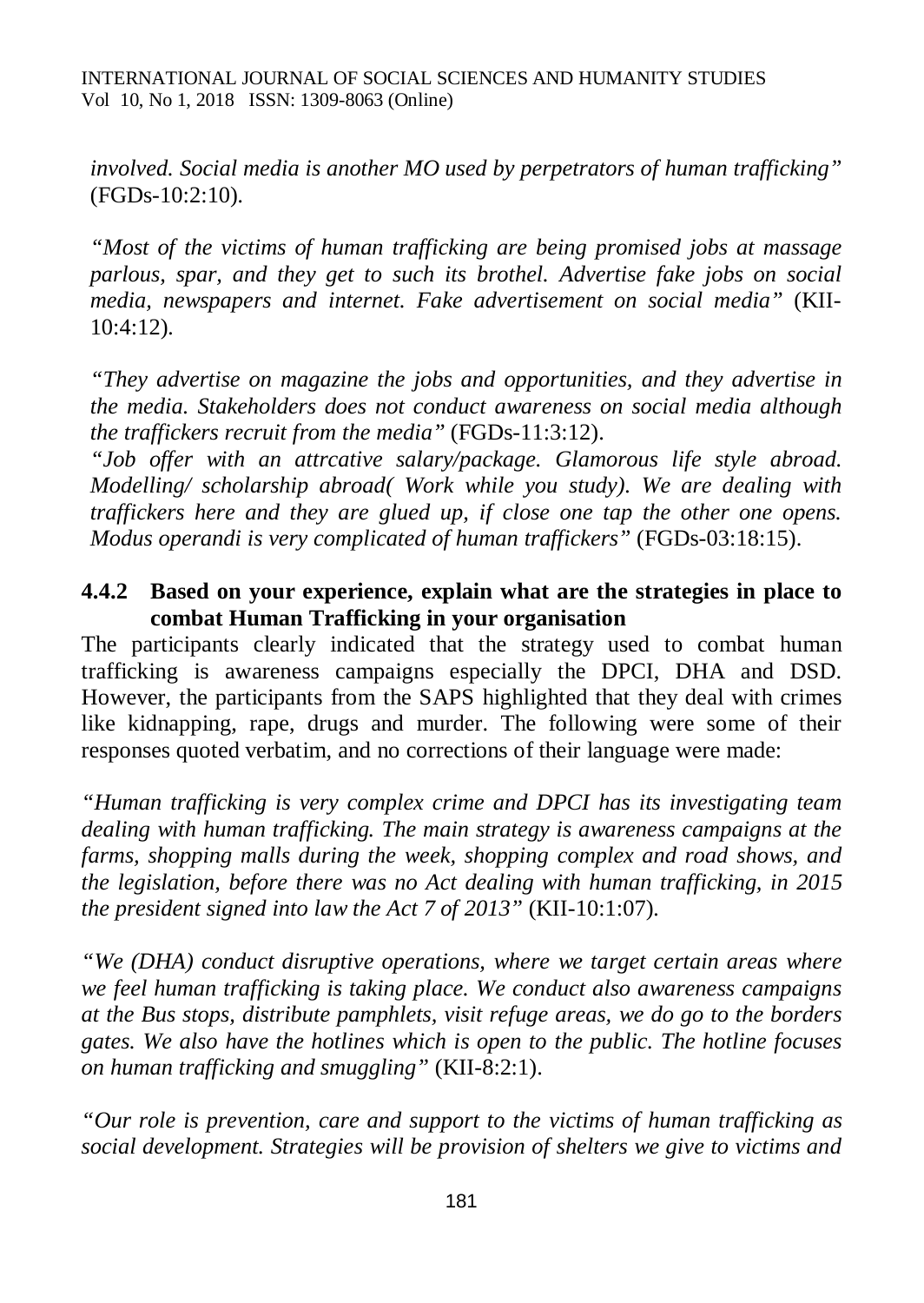*involved. Social media is another MO used by perpetrators of human trafficking"* (FGDs-10:2:10).

*"Most of the victims of human trafficking are being promised jobs at massage parlous, spar, and they get to such its brothel. Advertise fake jobs on social media, newspapers and internet. Fake advertisement on social media"* (KII-10:4:12).

*"They advertise on magazine the jobs and opportunities, and they advertise in the media. Stakeholders does not conduct awareness on social media although the traffickers recruit from the media"* (FGDs-11:3:12).

*"Job offer with an attrcative salary/package. Glamorous life style abroad. Modelling/ scholarship abroad( Work while you study). We are dealing with traffickers here and they are glued up, if close one tap the other one opens. Modus operandi is very complicated of human traffickers"* (FGDs-03:18:15).

### 4.4.2 Based on your experience, explain what are the strategies in place to combat Human Trafficking in your organisation

The participants clearly indicated that the strategy used to combat human trafficking is awareness campaigns especially the DPCI, DHA and DSD. However, the participants from the SAPS highlighted that they deal with crimes like kidnapping, rape, drugs and murder. The following were some of their responses quoted verbatim, and no corrections of their language were made:

*"Human trafficking is very complex crime and DPCI has its investigating team dealing with human trafficking. The main strategy is awareness campaigns at the farms, shopping malls during the week, shopping complex and road shows, and the legislation, before there was no Act dealing with human trafficking, in 2015 the president signed into law the Act 7 of 2013"* (KII-10:1:07).

*"We (DHA) conduct disruptive operations, where we target certain areas where we feel human trafficking is taking place. We conduct also awareness campaigns at the Bus stops, distribute pamphlets, visit refuge areas, we do go to the borders gates. We also have the hotlines which is open to the public. The hotline focuses on human trafficking and smuggling"* (KII-8:2:1).

*"Our role is prevention, care and support to the victims of human trafficking as social development. Strategies will be provision of shelters we give to victims and*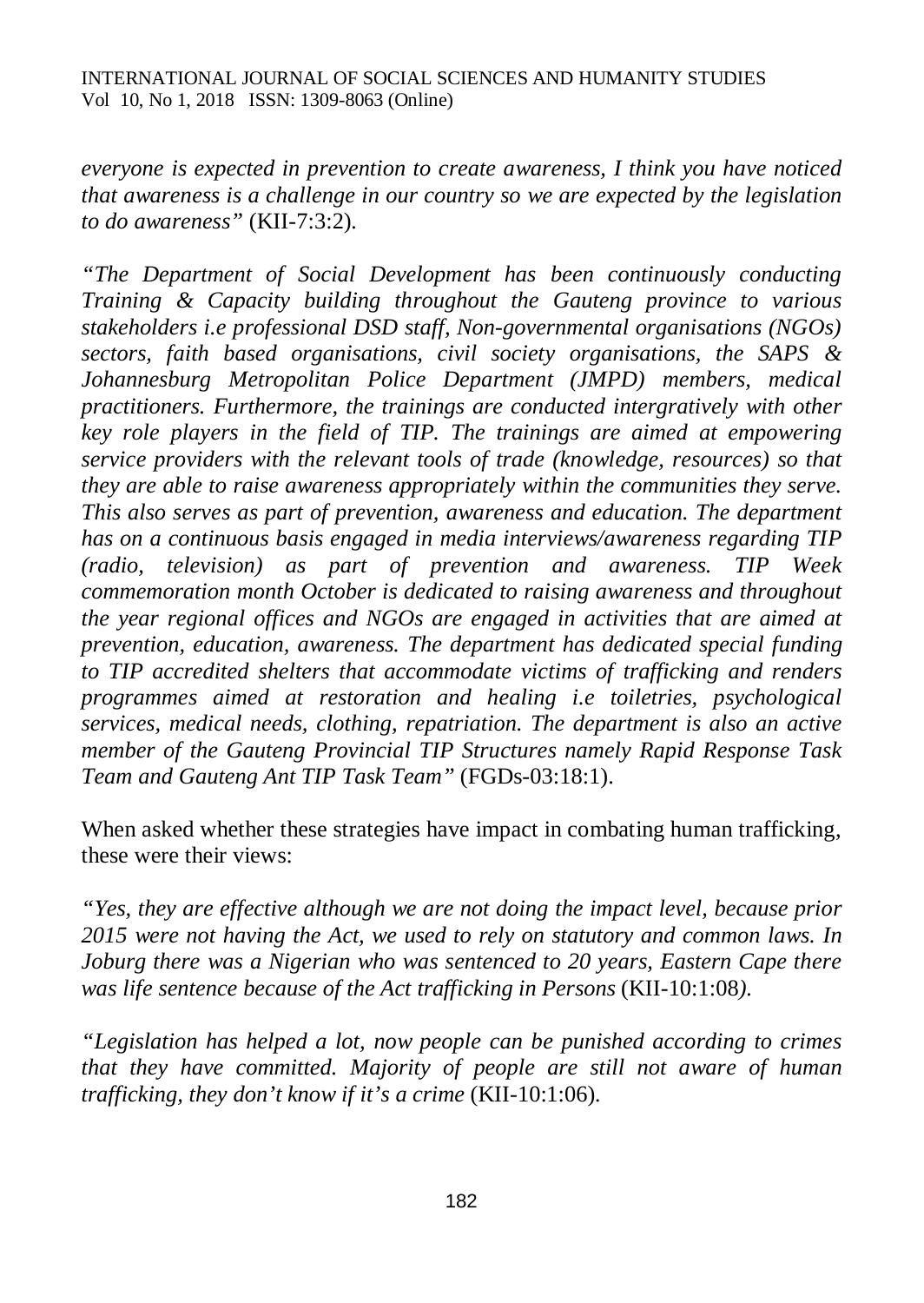*everyone is expected in prevention to create awareness, I think you have noticed that awareness is a challenge in our country so we are expected by the legislation to do awareness"* (KII-7:3:2).

*"The Department of Social Development has been continuously conducting Training & Capacity building throughout the Gauteng province to various stakeholders i.e professional DSD staff, Non-governmental organisations (NGOs) sectors, faith based organisations, civil society organisations, the SAPS & Johannesburg Metropolitan Police Department (JMPD) members, medical practitioners. Furthermore, the trainings are conducted intergratively with other key role players in the field of TIP. The trainings are aimed at empowering service providers with the relevant tools of trade (knowledge, resources) so that they are able to raise awareness appropriately within the communities they serve. This also serves as part of prevention, awareness and education. The department has on a continuous basis engaged in media interviews/awareness regarding TIP (radio, television) as part of prevention and awareness. TIP Week commemoration month October is dedicated to raising awareness and throughout the year regional offices and NGOs are engaged in activities that are aimed at prevention, education, awareness. The department has dedicated special funding to TIP accredited shelters that accommodate victims of trafficking and renders programmes aimed at restoration and healing i.e toiletries, psychological services, medical needs, clothing, repatriation. The department is also an active member of the Gauteng Provincial TIP Structures namely Rapid Response Task Team and Gauteng Ant TIP Task Team"* (FGDs-03:18:1).

When asked whether these strategies have impact in combating human trafficking, these were their views:

*"Yes, they are effective although we are not doing the impact level, because prior 2015 were not having the Act, we used to rely on statutory and common laws. In Joburg there was a Nigerian who was sentenced to 20 years, Eastern Cape there was life sentence because of the Act trafficking in Persons* (KII-10:1:08*).*

*"Legislation has helped a lot, now people can be punished according to crimes that they have committed. Majority of people are still not aware of human trafficking, they don't know if it's a crime* (KII-10:1:06).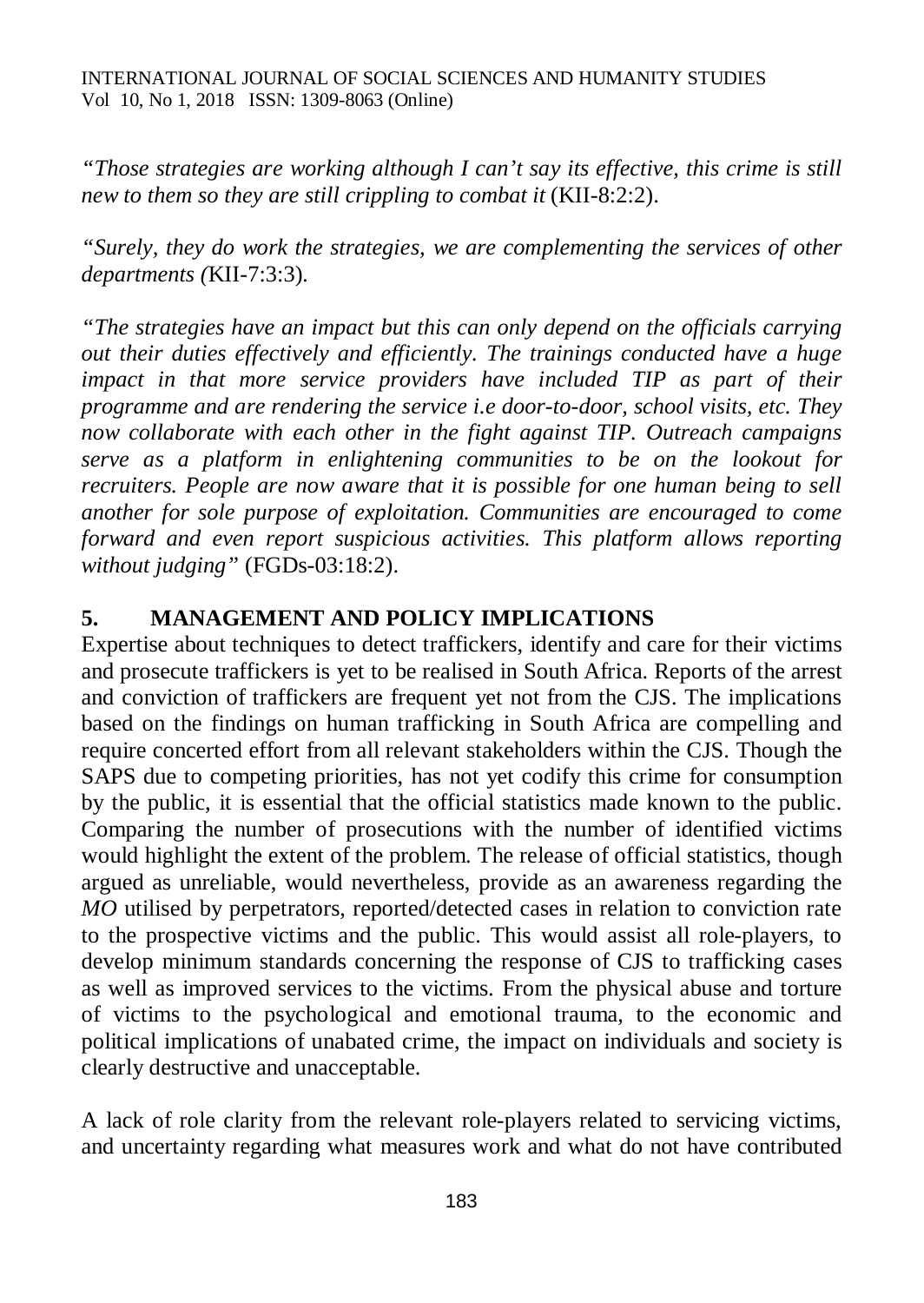*"Those strategies are working although I can't say its effective, this crime is still new to them so they are still crippling to combat it* (KII-8:2:2).

*"Surely, they do work the strategies, we are complementing the services of other departments (*KII-7:3:3).

*"The strategies have an impact but this can only depend on the officials carrying out their duties effectively and efficiently. The trainings conducted have a huge impact in that more service providers have included TIP as part of their programme and are rendering the service i.e door-to-door, school visits, etc. They now collaborate with each other in the fight against TIP. Outreach campaigns serve as a platform in enlightening communities to be on the lookout for recruiters. People are now aware that it is possible for one human being to sell another for sole purpose of exploitation. Communities are encouraged to come forward and even report suspicious activities. This platform allows reporting without judging"* (FGDs-03:18:2).

## 5. MANAGEMENT AND POLICY IMPLICATIONS

Expertise about techniques to detect traffickers, identify and care for their victims and prosecute traffickers is yet to be realised in South Africa. Reports of the arrest and conviction of traffickers are frequent yet not from the CJS. The implications based on the findings on human trafficking in South Africa are compelling and require concerted effort from all relevant stakeholders within the CJS. Though the SAPS due to competing priorities, has not yet codify this crime for consumption by the public, it is essential that the official statistics made known to the public. Comparing the number of prosecutions with the number of identified victims would highlight the extent of the problem. The release of official statistics, though argued as unreliable, would nevertheless, provide as an awareness regarding the *MO* utilised by perpetrators, reported/detected cases in relation to conviction rate to the prospective victims and the public. This would assist all role-players, to develop minimum standards concerning the response of CJS to trafficking cases as well as improved services to the victims. From the physical abuse and torture of victims to the psychological and emotional trauma, to the economic and political implications of unabated crime, the impact on individuals and society is clearly destructive and unacceptable.

A lack of role clarity from the relevant role-players related to servicing victims, and uncertainty regarding what measures work and what do not have contributed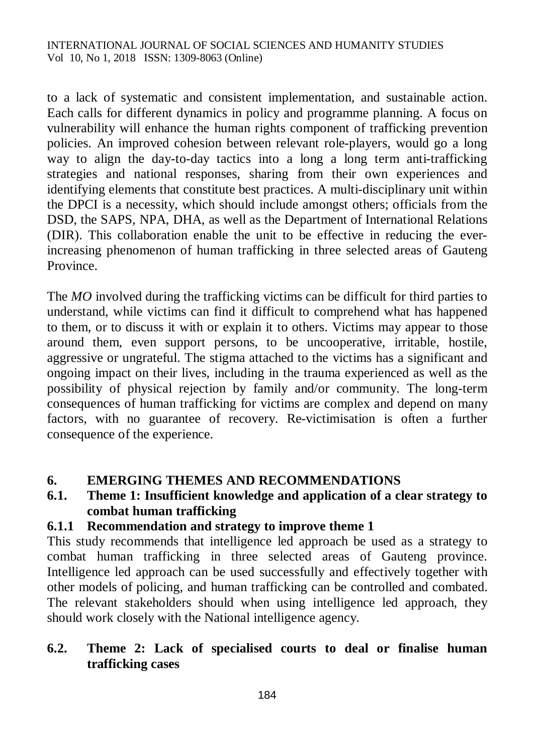to a lack of systematic and consistent implementation, and sustainable action. Each calls for different dynamics in policy and programme planning. A focus on vulnerability will enhance the human rights component of trafficking prevention policies. An improved cohesion between relevant role-players, would go a long way to align the day-to-day tactics into a long a long term anti-trafficking strategies and national responses, sharing from their own experiences and identifying elements that constitute best practices. A multi-disciplinary unit within the DPCI is a necessity, which should include amongst others; officials from the DSD, the SAPS, NPA, DHA, as well as the Department of International Relations (DIR). This collaboration enable the unit to be effective in reducing the ever-increasing phenomenon of human trafficking in three selected areas of Gauteng Province.

The *MO* involved during the trafficking victims can be difficult for third parties to understand, while victims can find it difficult to comprehend what has happened to them, or to discuss it with or explain it to others. Victims may appear to those around them, even support persons, to be uncooperative, irritable, hostile, aggressive or ungrateful. The stigma attached to the victims has a significant and ongoing impact on their lives, including in the trauma experienced as well as the possibility of physical rejection by family and/or community. The long-term consequences of human trafficking for victims are complex and depend on many factors, with no guarantee of recovery. Re-victimisation is often a further consequence of the experience.

## 6. EMERGING THEMES AND RECOMMENDATIONS

### 6.1. Theme 1: Insufficient knowledge and application of a clear strategy to combat human trafficking

#### 6.1.1 Recommendation and strategy to improve theme 1

This study recommends that intelligence led approach be used as a strategy to combat human trafficking in three selected areas of Gauteng province. Intelligence led approach can be used successfully and effectively together with other models of policing, and human trafficking can be controlled and combated. The relevant stakeholders should when using intelligence led approach, they should work closely with the National intelligence agency.

### 6.2. Theme 2: Lack of specialised courts to deal or finalise human trafficking cases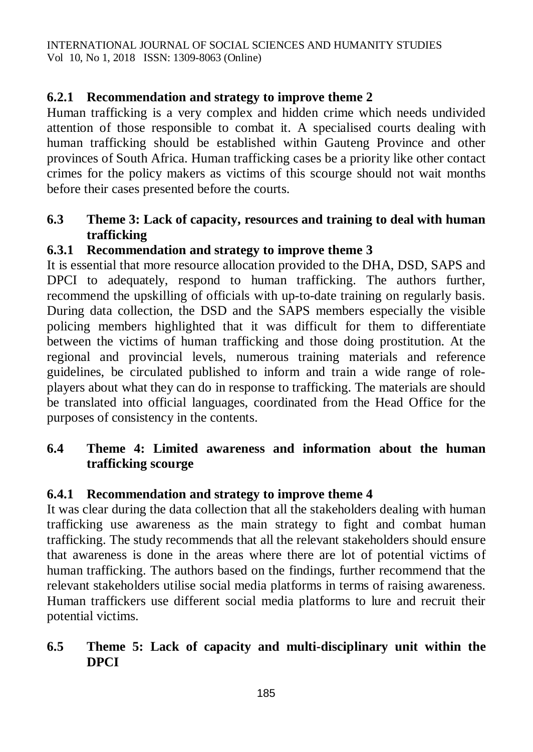#### 6.2.1 Recommendation and strategy to improve theme 2

Human trafficking is a very complex and hidden crime which needs undivided attention of those responsible to combat it. A specialised courts dealing with human trafficking should be established within Gauteng Province and other provinces of South Africa. Human trafficking cases be a priority like other contact crimes for the policy makers as victims of this scourge should not wait months before their cases presented before the courts.

### 6.3 Theme 3: Lack of capacity, resources and training to deal with human trafficking

#### 6.3.1 Recommendation and strategy to improve theme 3

It is essential that more resource allocation provided to the DHA, DSD, SAPS and DPCI to adequately, respond to human trafficking. The authors further, recommend the upskilling of officials with up-to-date training on regularly basis. During data collection, the DSD and the SAPS members especially the visible policing members highlighted that it was difficult for them to differentiate between the victims of human trafficking and those doing prostitution. At the regional and provincial levels, numerous training materials and reference guidelines, be circulated published to inform and train a wide range of role-players about what they can do in response to trafficking. The materials are should be translated into official languages, coordinated from the Head Office for the purposes of consistency in the contents.

### 6.4 Theme 4: Limited awareness and information about the human trafficking scourge

#### 6.4.1 Recommendation and strategy to improve theme 4

It was clear during the data collection that all the stakeholders dealing with human trafficking use awareness as the main strategy to fight and combat human trafficking. The study recommends that all the relevant stakeholders should ensure that awareness is done in the areas where there are lot of potential victims of human trafficking. The authors based on the findings, further recommend that the relevant stakeholders utilise social media platforms in terms of raising awareness. Human traffickers use different social media platforms to lure and recruit their potential victims.

### 6.5 Theme 5: Lack of capacity and multi-disciplinary unit within the DPCI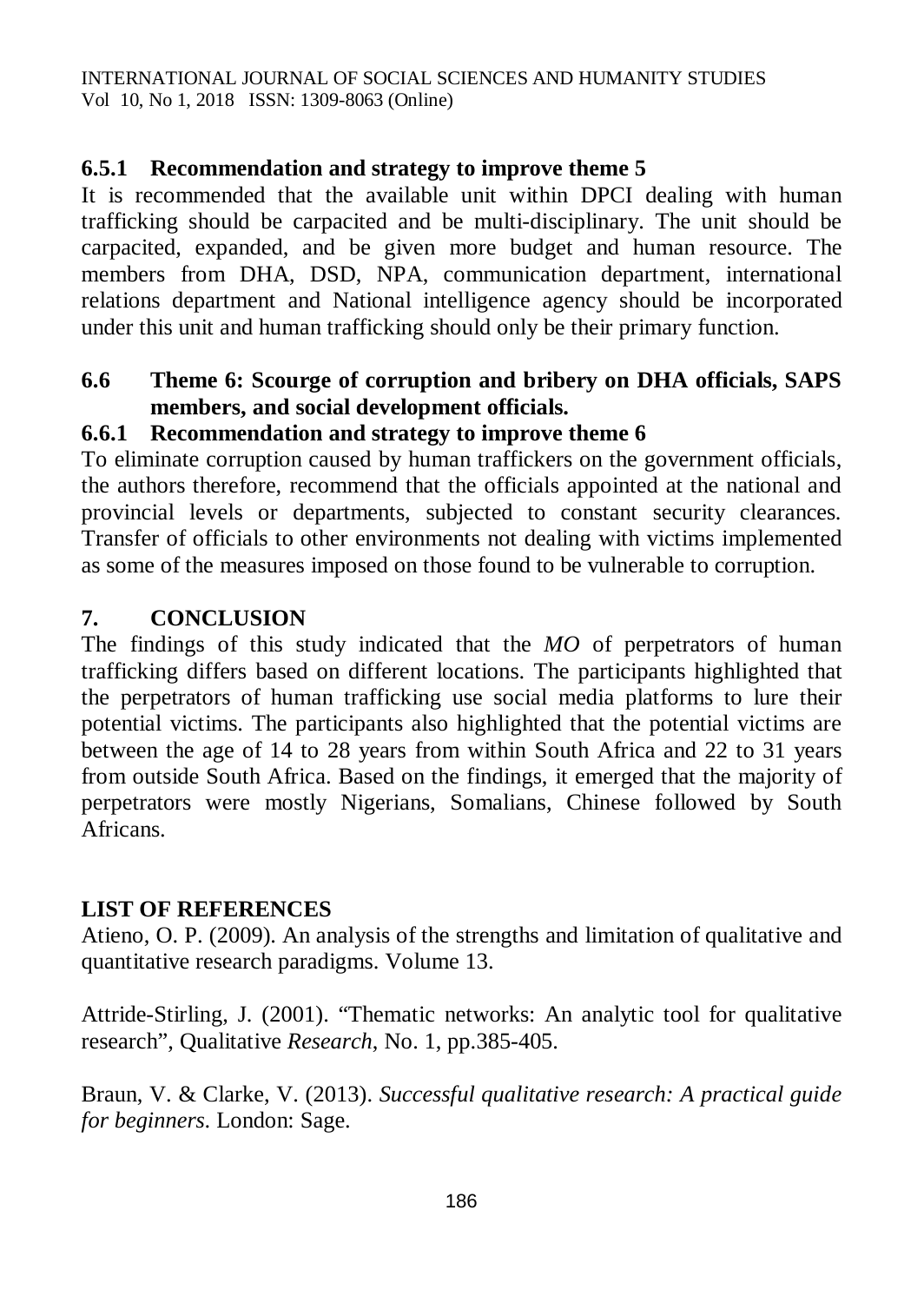### 6.5.1 Recommendation and strategy to improve theme 5

It is recommended that the available unit within DPCI dealing with human trafficking should be carpacited and be multi-disciplinary. The unit should be carpacited, expanded, and be given more budget and human resource. The members from DHA, DSD, NPA, communication department, international relations department and National intelligence agency should be incorporated under this unit and human trafficking should only be their primary function.

## 6.6 Theme 6: Scourge of corruption and bribery on DHA officials, SAPS members, and social development officials.

### 6.6.1 Recommendation and strategy to improve theme 6

To eliminate corruption caused by human traffickers on the government officials, the authors therefore, recommend that the officials appointed at the national and provincial levels or departments, subjected to constant security clearances. Transfer of officials to other environments not dealing with victims implemented as some of the measures imposed on those found to be vulnerable to corruption.

# 7. CONCLUSION

The findings of this study indicated that the *MO* of perpetrators of human trafficking differs based on different locations. The participants highlighted that the perpetrators of human trafficking use social media platforms to lure their potential victims. The participants also highlighted that the potential victims are between the age of 14 to 28 years from within South Africa and 22 to 31 years from outside South Africa. Based on the findings, it emerged that the majority of perpetrators were mostly Nigerians, Somalians, Chinese followed by South Africans.

# LIST OF REFERENCES

Atieno, O. P. (2009). An analysis of the strengths and limitation of qualitative and quantitative research paradigms. Volume 13.

Attride-Stirling, J. (2001). "Thematic networks: An analytic tool for qualitative research", Qualitative *Research*, No. 1, pp.385-405.

Braun, V. & Clarke, V. (2013). *Successful qualitative research: A practical guide for beginners*. London: Sage.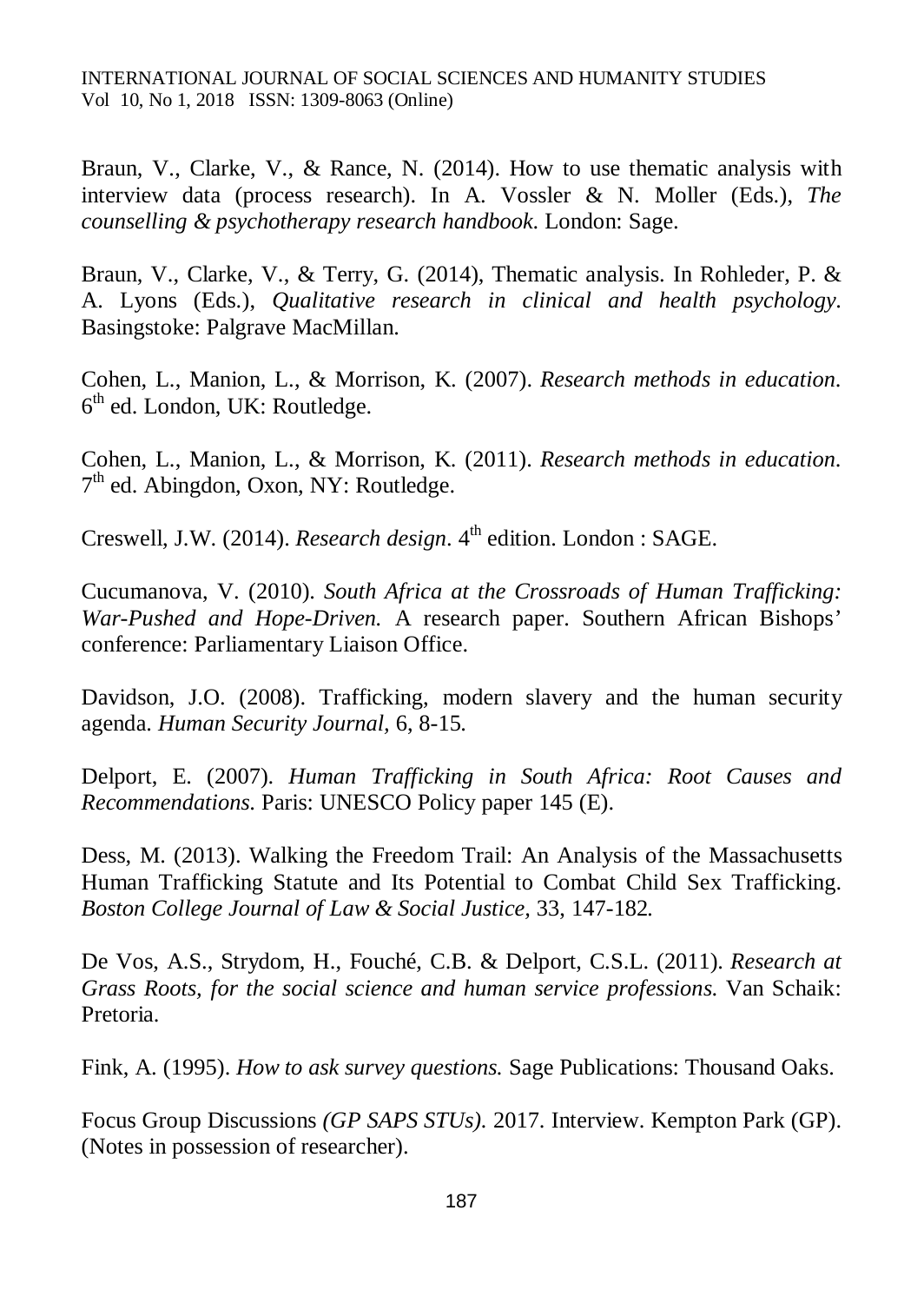Braun, V., Clarke, V., & Rance, N. (2014). How to use thematic analysis with interview data (process research). In A. Vossler & N. Moller (Eds.), *The counselling & psychotherapy research handbook*. London: Sage.

Braun, V., Clarke, V., & Terry, G. (2014), Thematic analysis. In Rohleder, P. & A. Lyons (Eds.), *Qualitative research in clinical and health psychology*. Basingstoke: Palgrave MacMillan.

Cohen, L., Manion, L., & Morrison, K. (2007). *Research methods in education*. 6th ed. London, UK: Routledge.

Cohen, L., Manion, L., & Morrison, K. (2011). *Research methods in education*. 7th ed. Abingdon, Oxon, NY: Routledge.

Creswell, J.W. (2014). *Research design*. 4th edition. London : SAGE.

Cucumanova, V. (2010). *South Africa at the Crossroads of Human Trafficking: War-Pushed and Hope-Driven.* A research paper. Southern African Bishops' conference: Parliamentary Liaison Office.

Davidson, J.O. (2008). Trafficking, modern slavery and the human security agenda. *Human Security Journal,* 6, 8-15.

Delport, E. (2007). *Human Trafficking in South Africa: Root Causes and Recommendations.* Paris: UNESCO Policy paper 145 (E).

Dess, M. (2013). Walking the Freedom Trail: An Analysis of the Massachusetts Human Trafficking Statute and Its Potential to Combat Child Sex Trafficking. *Boston College Journal of Law & Social Justice,* 33, 147-182.

De Vos, A.S., Strydom, H., Fouché, C.B. & Delport, C.S.L. (2011). *Research at Grass Roots, for the social science and human service professions.* Van Schaik: Pretoria.

Fink, A. (1995). *How to ask survey questions.* Sage Publications: Thousand Oaks.

Focus Group Discussions *(GP SAPS STUs).* 2017. Interview. Kempton Park (GP). (Notes in possession of researcher).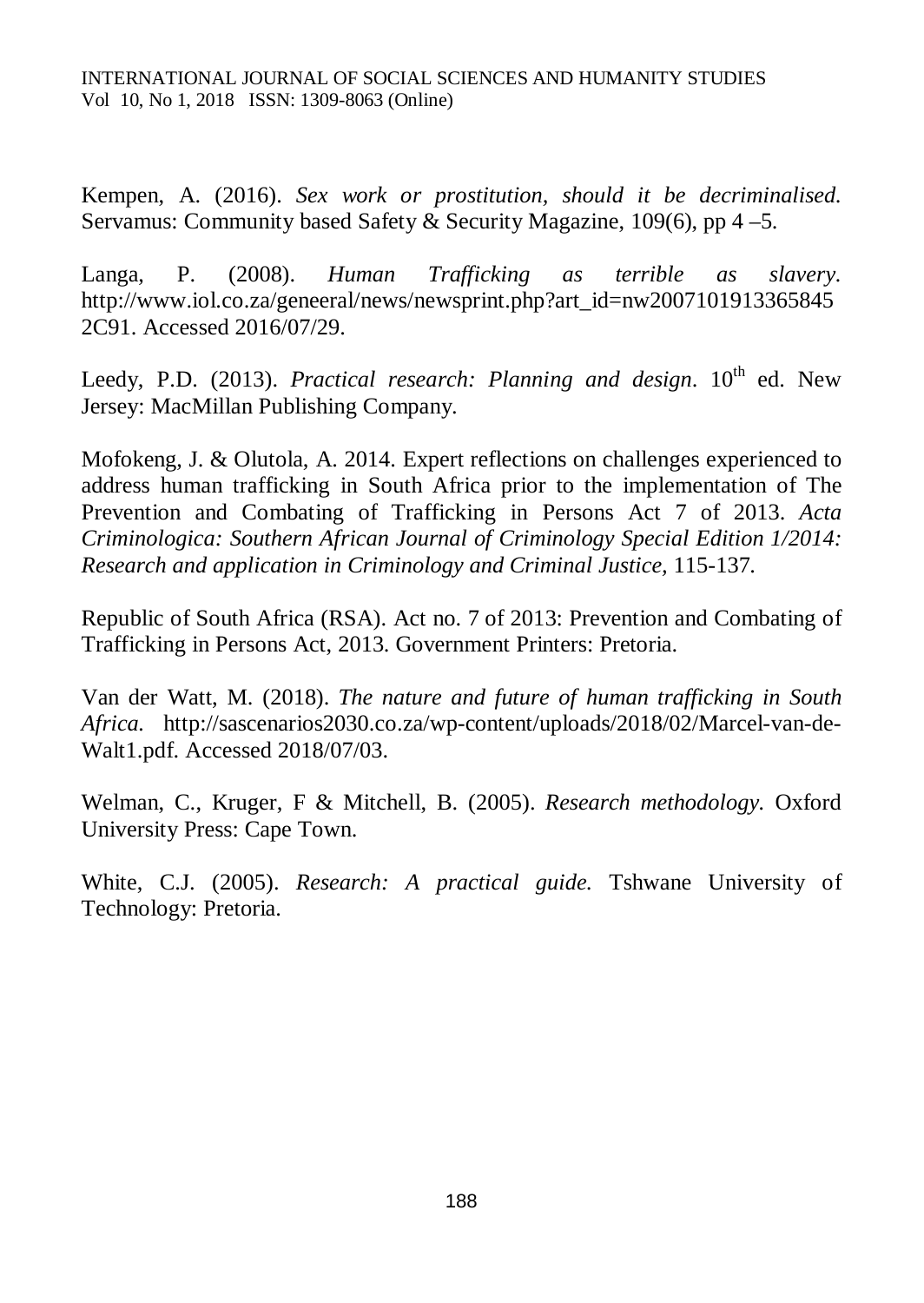Kempen, A. (2016). *Sex work or prostitution, should it be decriminalised.* Servamus: Community based Safety & Security Magazine, 109(6), pp 4 –5.

Langa, P. (2008). *Human Trafficking as terrible as slavery*. http://www.iol.co.za/geneeral/news/newsprint.php?art_id=nw20071019133658452C91. Accessed 2016/07/29.

Leedy, P.D. (2013). *Practical research: Planning and design*. 10th ed. New Jersey: MacMillan Publishing Company.

Mofokeng, J. & Olutola, A. 2014. Expert reflections on challenges experienced to address human trafficking in South Africa prior to the implementation of The Prevention and Combating of Trafficking in Persons Act 7 of 2013. *Acta Criminologica: Southern African Journal of Criminology Special Edition 1/2014: Research and application in Criminology and Criminal Justice,* 115-137.

Republic of South Africa (RSA). Act no. 7 of 2013: Prevention and Combating of Trafficking in Persons Act, 2013. Government Printers: Pretoria.

Van der Watt, M. (2018). *The nature and future of human trafficking in South Africa.* http://sascenarios2030.co.za/wp-content/uploads/2018/02/Marcel-van-de-Walt1.pdf. Accessed 2018/07/03.

Welman, C., Kruger, F & Mitchell, B. (2005). *Research methodology.* Oxford University Press: Cape Town.

White, C.J. (2005). *Research: A practical guide.* Tshwane University of Technology: Pretoria.